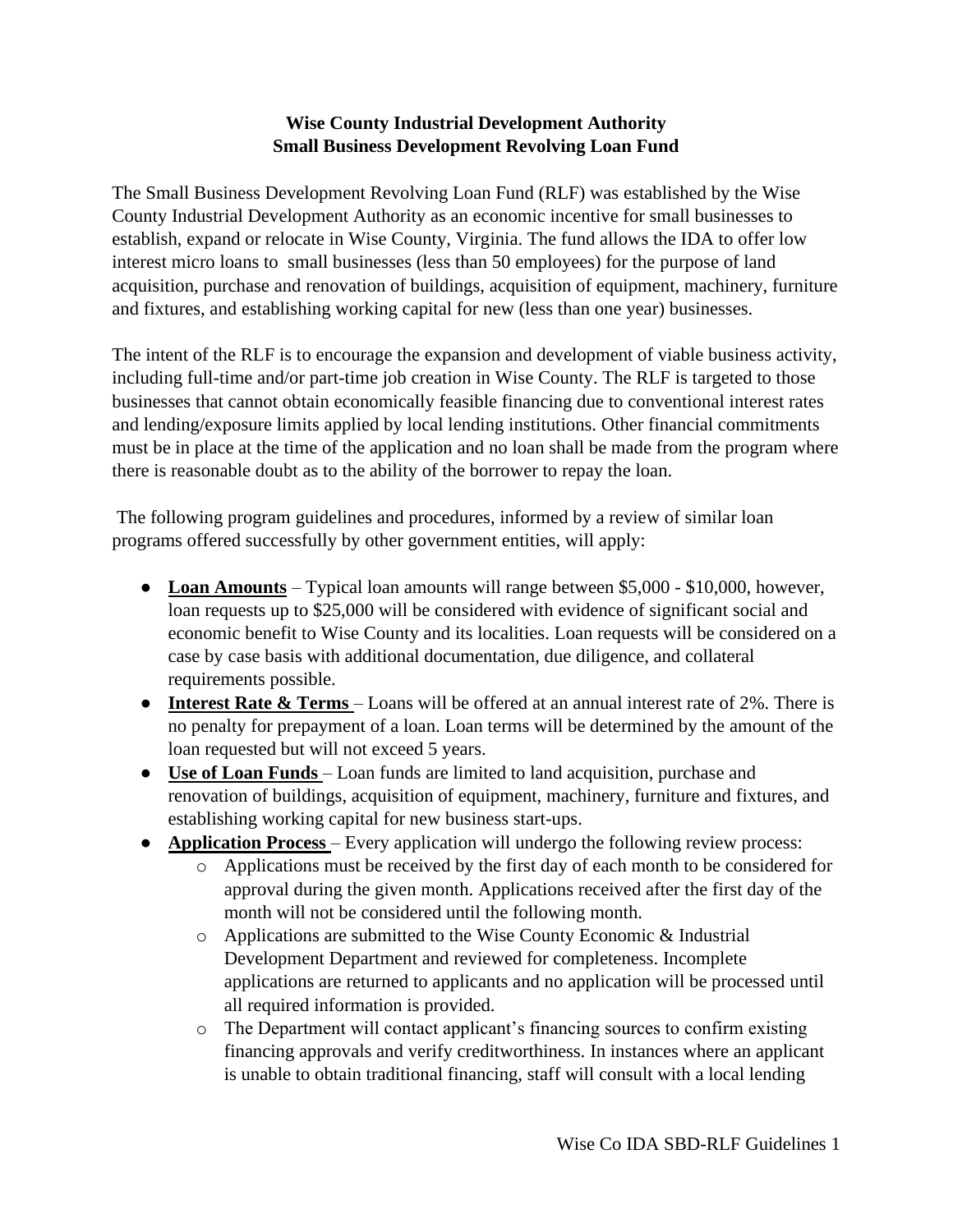# Wise County Industrial Development Authority
## Small Business Development Revolving Loan Fund

The Small Business Development Revolving Loan Fund (RLF) was established by the Wise County Industrial Development Authority as an economic incentive for small businesses to establish, expand or relocate in Wise County, Virginia. The fund allows the IDA to offer low interest micro loans to small businesses (less than 50 employees) for the purpose of land acquisition, purchase and renovation of buildings, acquisition of equipment, machinery, furniture and fixtures, and establishing working capital for new (less than one year) businesses.

The intent of the RLF is to encourage the expansion and development of viable business activity, including full-time and/or part-time job creation in Wise County. The RLF is targeted to those businesses that cannot obtain economically feasible financing due to conventional interest rates and lending/exposure limits applied by local lending institutions. Other financial commitments must be in place at the time of the application and no loan shall be made from the program where there is reasonable doubt as to the ability of the borrower to repay the loan.

The following program guidelines and procedures, informed by a review of similar loan programs offered successfully by other government entities, will apply:

- **Loan Amounts** – Typical loan amounts will range between $5,000 - $10,000, however, loan requests up to $25,000 will be considered with evidence of significant social and economic benefit to Wise County and its localities. Loan requests will be considered on a case by case basis with additional documentation, due diligence, and collateral requirements possible.
- **Interest Rate & Terms** – Loans will be offered at an annual interest rate of 2%. There is no penalty for prepayment of a loan. Loan terms will be determined by the amount of the loan requested but will not exceed 5 years.
- **Use of Loan Funds** – Loan funds are limited to land acquisition, purchase and renovation of buildings, acquisition of equipment, machinery, furniture and fixtures, and establishing working capital for new business start-ups.
- **Application Process** – Every application will undergo the following review process:
  - Applications must be received by the first day of each month to be considered for approval during the given month. Applications received after the first day of the month will not be considered until the following month.
  - Applications are submitted to the Wise County Economic & Industrial Development Department and reviewed for completeness. Incomplete applications are returned to applicants and no application will be processed until all required information is provided.
  - The Department will contact applicant's financing sources to confirm existing financing approvals and verify creditworthiness. In instances where an applicant is unable to obtain traditional financing, staff will consult with a local lending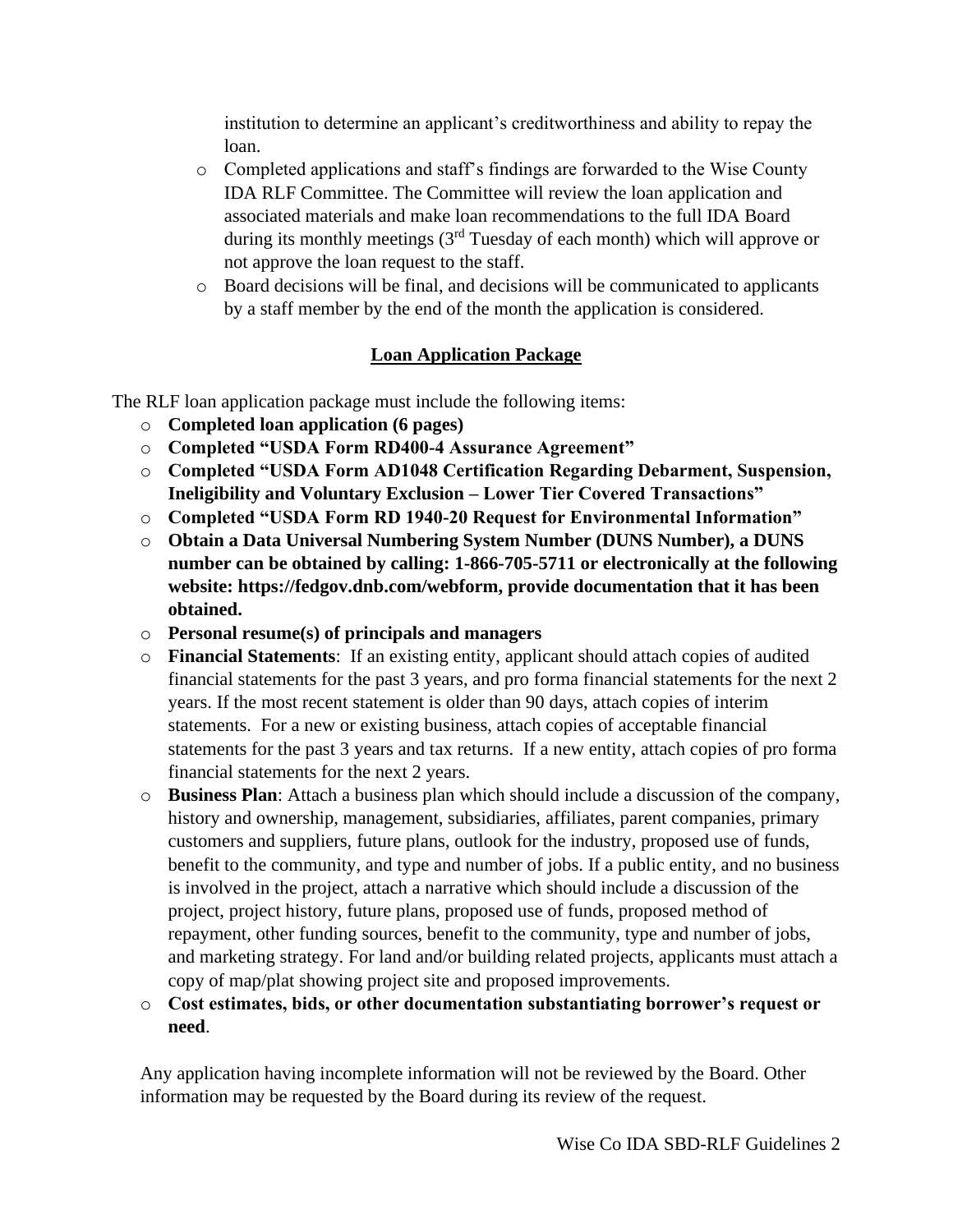institution to determine an applicant's creditworthiness and ability to repay the loan.

- Completed applications and staff's findings are forwarded to the Wise County IDA RLF Committee. The Committee will review the loan application and associated materials and make loan recommendations to the full IDA Board during its monthly meetings (3rd Tuesday of each month) which will approve or not approve the loan request to the staff.
- Board decisions will be final, and decisions will be communicated to applicants by a staff member by the end of the month the application is considered.

## Loan Application Package

The RLF loan application package must include the following items:

- **Completed loan application (6 pages)**
- **Completed "USDA Form RD400-4 Assurance Agreement"**
- **Completed "USDA Form AD1048 Certification Regarding Debarment, Suspension, Ineligibility and Voluntary Exclusion – Lower Tier Covered Transactions"**
- **Completed "USDA Form RD 1940-20 Request for Environmental Information"**
- **Obtain a Data Universal Numbering System Number (DUNS Number), a DUNS number can be obtained by calling: 1-866-705-5711 or electronically at the following website: https://fedgov.dnb.com/webform, provide documentation that it has been obtained.**
- **Personal resume(s) of principals and managers**
- **Financial Statements**: If an existing entity, applicant should attach copies of audited financial statements for the past 3 years, and pro forma financial statements for the next 2 years. If the most recent statement is older than 90 days, attach copies of interim statements. For a new or existing business, attach copies of acceptable financial statements for the past 3 years and tax returns. If a new entity, attach copies of pro forma financial statements for the next 2 years.
- **Business Plan**: Attach a business plan which should include a discussion of the company, history and ownership, management, subsidiaries, affiliates, parent companies, primary customers and suppliers, future plans, outlook for the industry, proposed use of funds, benefit to the community, and type and number of jobs. If a public entity, and no business is involved in the project, attach a narrative which should include a discussion of the project, project history, future plans, proposed use of funds, proposed method of repayment, other funding sources, benefit to the community, type and number of jobs, and marketing strategy. For land and/or building related projects, applicants must attach a copy of map/plat showing project site and proposed improvements.
- **Cost estimates, bids, or other documentation substantiating borrower's request or need**.

Any application having incomplete information will not be reviewed by the Board. Other information may be requested by the Board during its review of the request.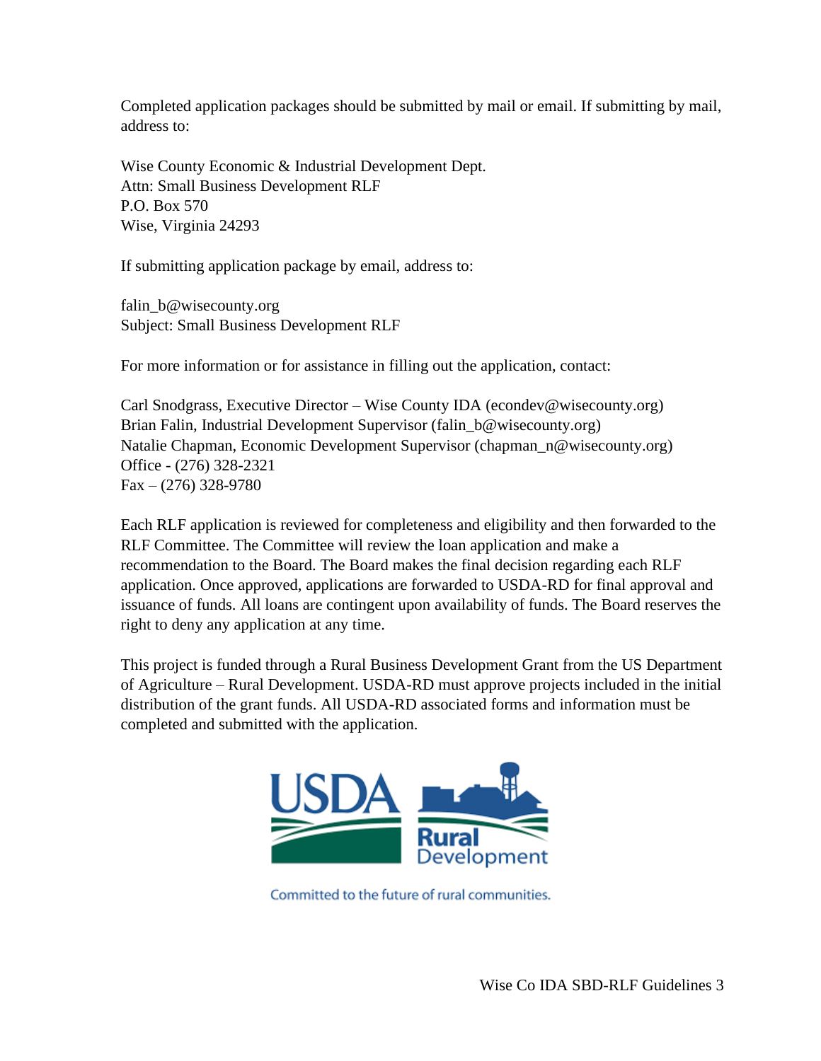Completed application packages should be submitted by mail or email. If submitting by mail, address to:

Wise County Economic & Industrial Development Dept.
Attn: Small Business Development RLF
P.O. Box 570
Wise, Virginia 24293

If submitting application package by email, address to:

falin_b@wisecounty.org
Subject: Small Business Development RLF

For more information or for assistance in filling out the application, contact:

Carl Snodgrass, Executive Director – Wise County IDA (econdev@wisecounty.org)
Brian Falin, Industrial Development Supervisor (falin_b@wisecounty.org)
Natalie Chapman, Economic Development Supervisor (chapman_n@wisecounty.org)
Office - (276) 328-2321
Fax – (276) 328-9780

Each RLF application is reviewed for completeness and eligibility and then forwarded to the RLF Committee. The Committee will review the loan application and make a recommendation to the Board. The Board makes the final decision regarding each RLF application. Once approved, applications are forwarded to USDA-RD for final approval and issuance of funds. All loans are contingent upon availability of funds. The Board reserves the right to deny any application at any time.

This project is funded through a Rural Business Development Grant from the US Department of Agriculture – Rural Development. USDA-RD must approve projects included in the initial distribution of the grant funds. All USDA-RD associated forms and information must be completed and submitted with the application.

USDA Rural Development

Committed to the future of rural communities.